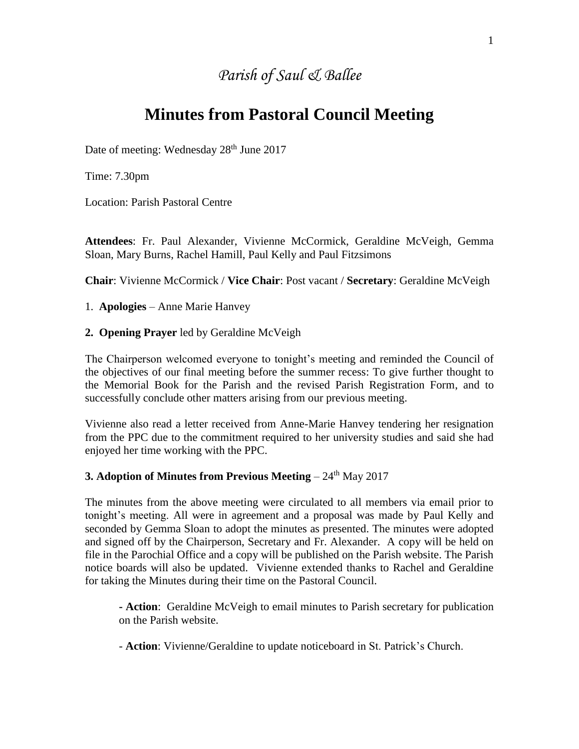*Parish of Saul & Ballee*

# Minutes from Pastoral Council Meeting

Date of meeting: Wednesday 28th June 2017

Time: 7.30pm

Location: Parish Pastoral Centre

**Attendees**: Fr. Paul Alexander, Vivienne McCormick, Geraldine McVeigh, Gemma Sloan, Mary Burns, Rachel Hamill, Paul Kelly and Paul Fitzsimons

**Chair**: Vivienne McCormick / **Vice Chair**: Post vacant / **Secretary**: Geraldine McVeigh

1. **Apologies** – Anne Marie Hanvey

**2. Opening Prayer** led by Geraldine McVeigh

The Chairperson welcomed everyone to tonight's meeting and reminded the Council of the objectives of our final meeting before the summer recess: To give further thought to the Memorial Book for the Parish and the revised Parish Registration Form, and to successfully conclude other matters arising from our previous meeting.

Vivienne also read a letter received from Anne-Marie Hanvey tendering her resignation from the PPC due to the commitment required to her university studies and said she had enjoyed her time working with the PPC.

**3. Adoption of Minutes from Previous Meeting** – 24th May 2017

The minutes from the above meeting were circulated to all members via email prior to tonight's meeting. All were in agreement and a proposal was made by Paul Kelly and seconded by Gemma Sloan to adopt the minutes as presented. The minutes were adopted and signed off by the Chairperson, Secretary and Fr. Alexander. A copy will be held on file in the Parochial Office and a copy will be published on the Parish website. The Parish notice boards will also be updated. Vivienne extended thanks to Rachel and Geraldine for taking the Minutes during their time on the Pastoral Council.

> **- Action**: Geraldine McVeigh to email minutes to Parish secretary for publication on the Parish website.
>
> - **Action**: Vivienne/Geraldine to update noticeboard in St. Patrick's Church.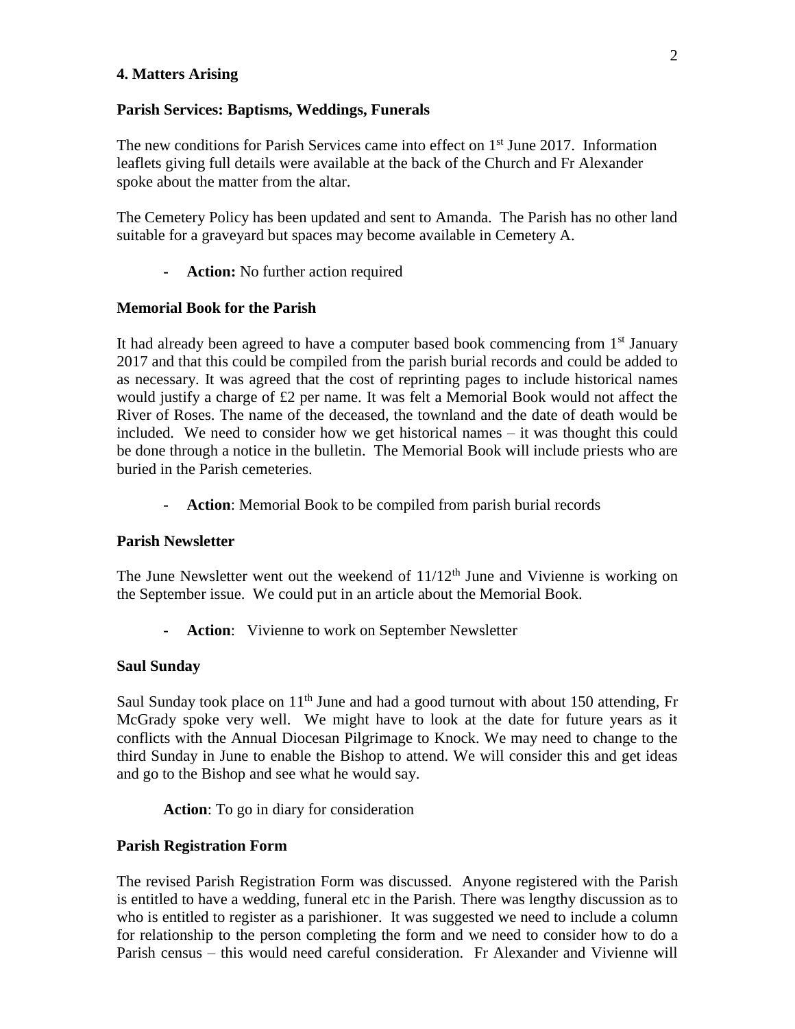## 4. Matters Arising

### Parish Services: Baptisms, Weddings, Funerals

The new conditions for Parish Services came into effect on 1st June 2017. Information leaflets giving full details were available at the back of the Church and Fr Alexander spoke about the matter from the altar.

The Cemetery Policy has been updated and sent to Amanda. The Parish has no other land suitable for a graveyard but spaces may become available in Cemetery A.

- **Action:** No further action required

### Memorial Book for the Parish

It had already been agreed to have a computer based book commencing from 1st January 2017 and that this could be compiled from the parish burial records and could be added to as necessary. It was agreed that the cost of reprinting pages to include historical names would justify a charge of £2 per name. It was felt a Memorial Book would not affect the River of Roses. The name of the deceased, the townland and the date of death would be included. We need to consider how we get historical names – it was thought this could be done through a notice in the bulletin. The Memorial Book will include priests who are buried in the Parish cemeteries.

- **Action**: Memorial Book to be compiled from parish burial records

### Parish Newsletter

The June Newsletter went out the weekend of 11/12th June and Vivienne is working on the September issue. We could put in an article about the Memorial Book.

- **Action**: Vivienne to work on September Newsletter

### Saul Sunday

Saul Sunday took place on 11th June and had a good turnout with about 150 attending, Fr McGrady spoke very well. We might have to look at the date for future years as it conflicts with the Annual Diocesan Pilgrimage to Knock. We may need to change to the third Sunday in June to enable the Bishop to attend. We will consider this and get ideas and go to the Bishop and see what he would say.

**Action**: To go in diary for consideration

### Parish Registration Form

The revised Parish Registration Form was discussed. Anyone registered with the Parish is entitled to have a wedding, funeral etc in the Parish. There was lengthy discussion as to who is entitled to register as a parishioner. It was suggested we need to include a column for relationship to the person completing the form and we need to consider how to do a Parish census – this would need careful consideration. Fr Alexander and Vivienne will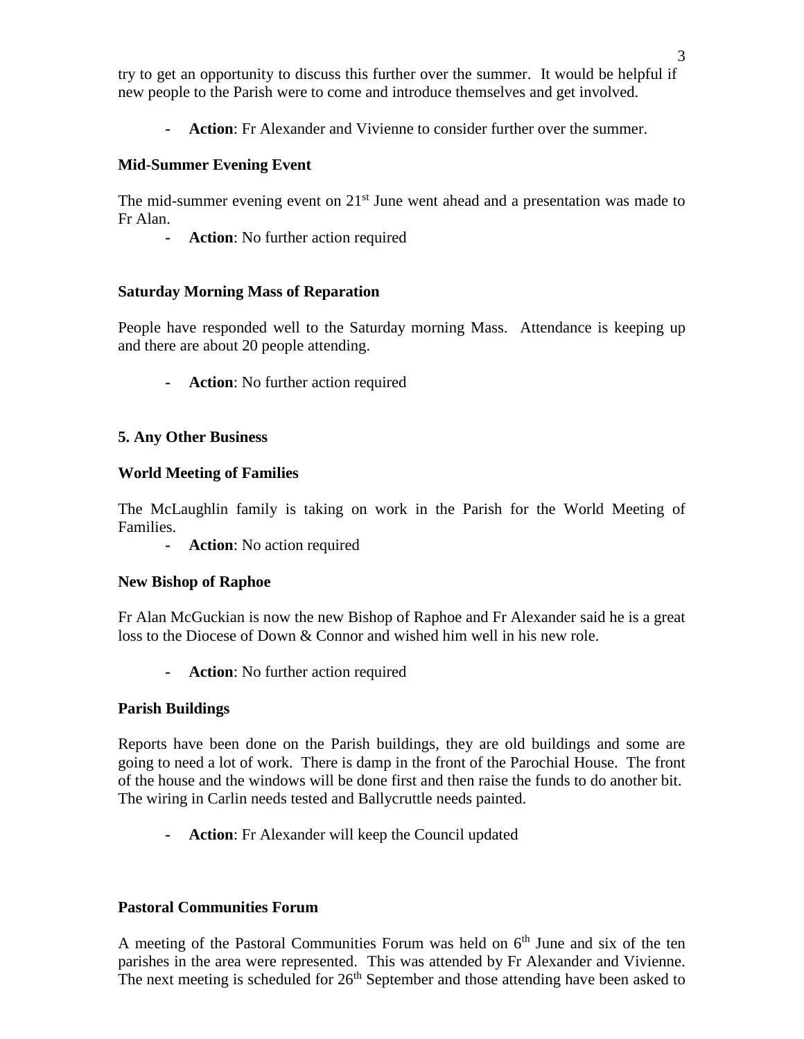try to get an opportunity to discuss this further over the summer. It would be helpful if new people to the Parish were to come and introduce themselves and get involved.

- **Action**: Fr Alexander and Vivienne to consider further over the summer.

**Mid-Summer Evening Event**

The mid-summer evening event on 21st June went ahead and a presentation was made to Fr Alan.

- **Action**: No further action required

**Saturday Morning Mass of Reparation**

People have responded well to the Saturday morning Mass. Attendance is keeping up and there are about 20 people attending.

- **Action**: No further action required

**5. Any Other Business**

**World Meeting of Families**

The McLaughlin family is taking on work in the Parish for the World Meeting of Families.

- **Action**: No action required

**New Bishop of Raphoe**

Fr Alan McGuckian is now the new Bishop of Raphoe and Fr Alexander said he is a great loss to the Diocese of Down & Connor and wished him well in his new role.

- **Action**: No further action required

**Parish Buildings**

Reports have been done on the Parish buildings, they are old buildings and some are going to need a lot of work. There is damp in the front of the Parochial House. The front of the house and the windows will be done first and then raise the funds to do another bit. The wiring in Carlin needs tested and Ballycruttle needs painted.

- **Action**: Fr Alexander will keep the Council updated

**Pastoral Communities Forum**

A meeting of the Pastoral Communities Forum was held on 6th June and six of the ten parishes in the area were represented. This was attended by Fr Alexander and Vivienne. The next meeting is scheduled for 26th September and those attending have been asked to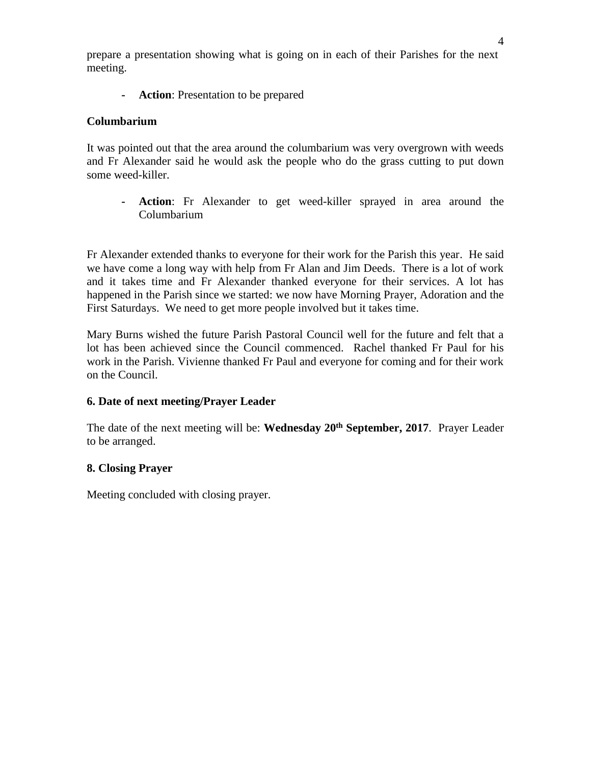prepare a presentation showing what is going on in each of their Parishes for the next meeting.

- **Action**: Presentation to be prepared

**Columbarium**

It was pointed out that the area around the columbarium was very overgrown with weeds and Fr Alexander said he would ask the people who do the grass cutting to put down some weed-killer.

- **Action**: Fr Alexander to get weed-killer sprayed in area around the Columbarium

Fr Alexander extended thanks to everyone for their work for the Parish this year. He said we have come a long way with help from Fr Alan and Jim Deeds. There is a lot of work and it takes time and Fr Alexander thanked everyone for their services. A lot has happened in the Parish since we started: we now have Morning Prayer, Adoration and the First Saturdays. We need to get more people involved but it takes time.

Mary Burns wished the future Parish Pastoral Council well for the future and felt that a lot has been achieved since the Council commenced. Rachel thanked Fr Paul for his work in the Parish. Vivienne thanked Fr Paul and everyone for coming and for their work on the Council.

**6. Date of next meeting/Prayer Leader**

The date of the next meeting will be: **Wednesday 20th September, 2017**. Prayer Leader to be arranged.

**8. Closing Prayer**

Meeting concluded with closing prayer.